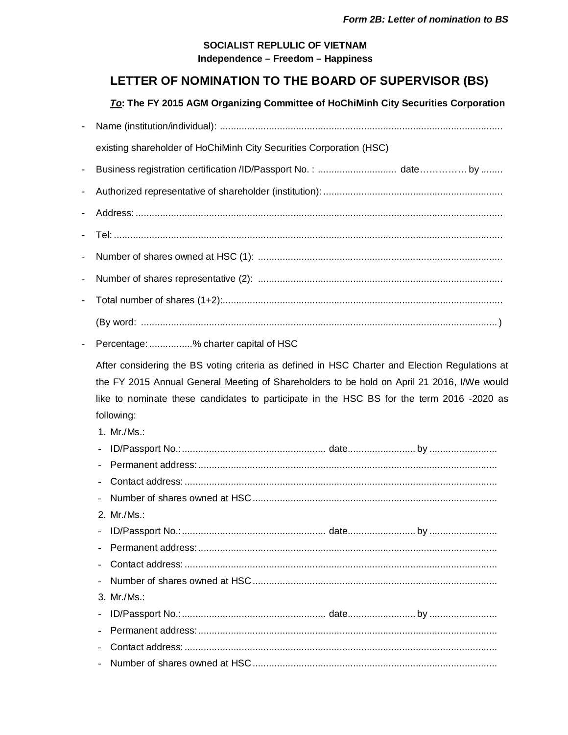*Form 2B: Letter of nomination to BS*

**SOCIALIST REPLULIC OF VIETNAM**
**Independence – Freedom – Happiness**

# LETTER OF NOMINATION TO THE BOARD OF SUPERVISOR (BS)

***To*: The FY 2015 AGM Organizing Committee of HoChiMinh City Securities Corporation**

- Name (institution/individual): ..........................................................................................................

  existing shareholder of HoChiMinh City Securities Corporation (HSC)

- Business registration certification /ID/Passport No. : ............................. date…………… by ........
- Authorized representative of shareholder (institution): ..................................................................
- Address: ........................................................................................................................................
- Tel: ................................................................................................................................................
- Number of shares owned at HSC (1): ..........................................................................................
- Number of shares representative (2): ..........................................................................................
- Total number of shares (1+2):........................................................................................................

  (By word: ................................................................................................................................... )

- Percentage: ................% charter capital of HSC

After considering the BS voting criteria as defined in HSC Charter and Election Regulations at the FY 2015 Annual General Meeting of Shareholders to be hold on April 21 2016, I/We would like to nominate these candidates to participate in the HSC BS for the term 2016 -2020 as following:

1. Mr./Ms.:
   - ID/Passport No.: ..................................................... date......................... by .........................
   - Permanent address: ...............................................................................................................
   - Contact address: ....................................................................................................................
   - Number of shares owned at HSC ...........................................................................................
2. Mr./Ms.:
   - ID/Passport No.: ..................................................... date......................... by .........................
   - Permanent address: ...............................................................................................................
   - Contact address: ....................................................................................................................
   - Number of shares owned at HSC ...........................................................................................
3. Mr./Ms.:
   - ID/Passport No.: ..................................................... date......................... by .........................
   - Permanent address: ...............................................................................................................
   - Contact address: ....................................................................................................................
   - Number of shares owned at HSC ...........................................................................................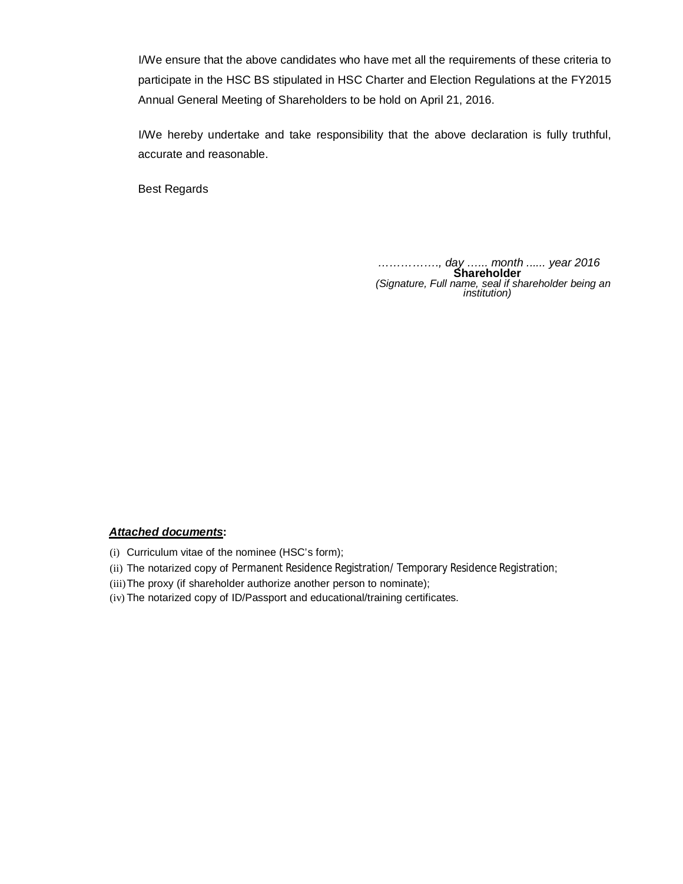I/We ensure that the above candidates who have met all the requirements of these criteria to participate in the HSC BS stipulated in HSC Charter and Election Regulations at the FY2015 Annual General Meeting of Shareholders to be hold on April 21, 2016.

I/We hereby undertake and take responsibility that the above declaration is fully truthful, accurate and reasonable.

Best Regards

*……………., day …... month ...... year 2016*

**Shareholder**

*(Signature, Full name, seal if shareholder being an institution)*

***Attached documents*:**

(i) Curriculum vitae of the nominee (HSC's form);

(ii) The notarized copy of Permanent Residence Registration/ Temporary Residence Registration;

(iii) The proxy (if shareholder authorize another person to nominate);

(iv) The notarized copy of ID/Passport and educational/training certificates.